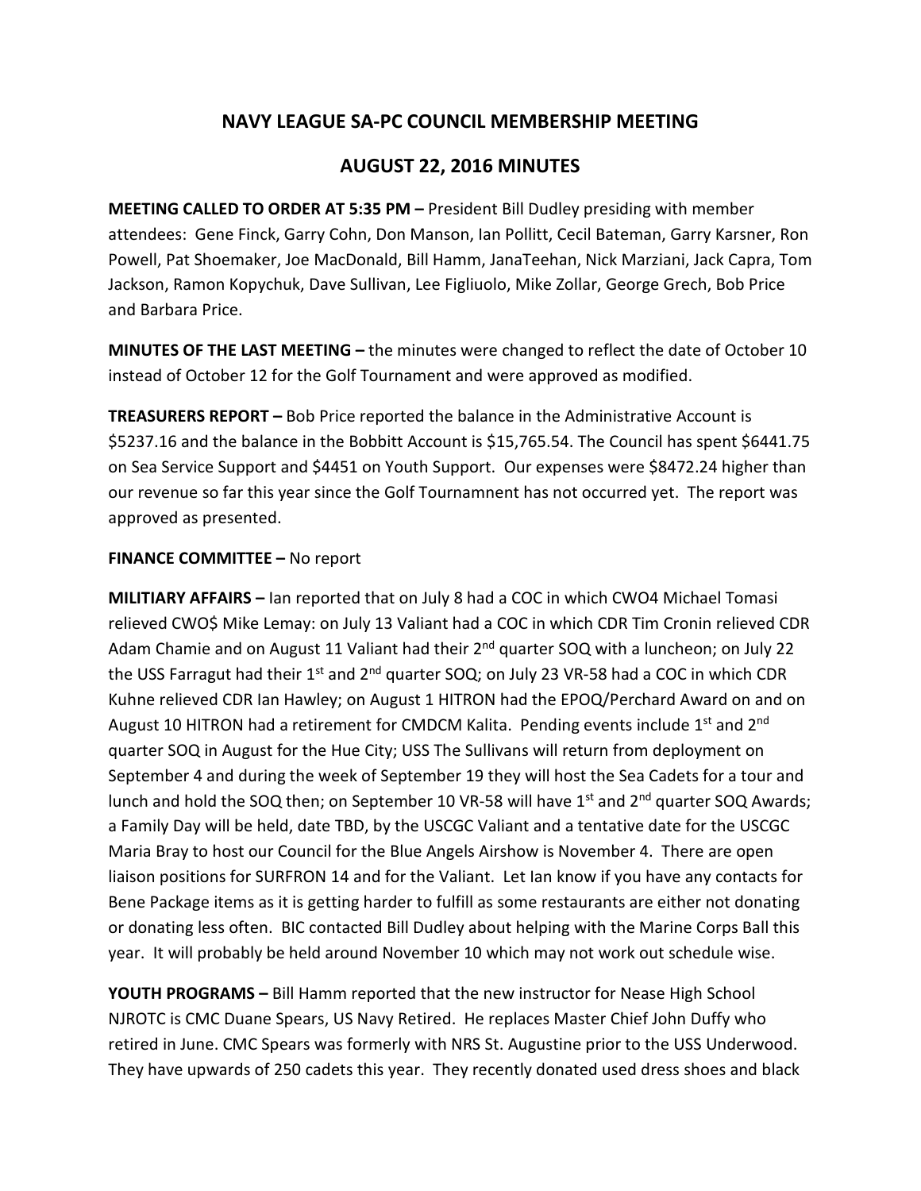# NAVY LEAGUE SA-PC COUNCIL MEMBERSHIP MEETING

## AUGUST 22, 2016 MINUTES

**MEETING CALLED TO ORDER AT 5:35 PM –** President Bill Dudley presiding with member attendees: Gene Finck, Garry Cohn, Don Manson, Ian Pollitt, Cecil Bateman, Garry Karsner, Ron Powell, Pat Shoemaker, Joe MacDonald, Bill Hamm, JanaTeehan, Nick Marziani, Jack Capra, Tom Jackson, Ramon Kopychuk, Dave Sullivan, Lee Figliuolo, Mike Zollar, George Grech, Bob Price and Barbara Price.

**MINUTES OF THE LAST MEETING –** the minutes were changed to reflect the date of October 10 instead of October 12 for the Golf Tournament and were approved as modified.

**TREASURERS REPORT –** Bob Price reported the balance in the Administrative Account is $5237.16 and the balance in the Bobbitt Account is $15,765.54. The Council has spent $6441.75 on Sea Service Support and $4451 on Youth Support. Our expenses were $8472.24 higher than our revenue so far this year since the Golf Tournamnent has not occurred yet. The report was approved as presented.

**FINANCE COMMITTEE –** No report

**MILITIARY AFFAIRS –** Ian reported that on July 8 had a COC in which CWO4 Michael Tomasi relieved CWO$ Mike Lemay: on July 13 Valiant had a COC in which CDR Tim Cronin relieved CDR Adam Chamie and on August 11 Valiant had their 2nd quarter SOQ with a luncheon; on July 22 the USS Farragut had their 1st and 2nd quarter SOQ; on July 23 VR-58 had a COC in which CDR Kuhne relieved CDR Ian Hawley; on August 1 HITRON had the EPOQ/Perchard Award on and on August 10 HITRON had a retirement for CMDCM Kalita. Pending events include 1st and 2nd quarter SOQ in August for the Hue City; USS The Sullivans will return from deployment on September 4 and during the week of September 19 they will host the Sea Cadets for a tour and lunch and hold the SOQ then; on September 10 VR-58 will have 1st and 2nd quarter SOQ Awards; a Family Day will be held, date TBD, by the USCGC Valiant and a tentative date for the USCGC Maria Bray to host our Council for the Blue Angels Airshow is November 4. There are open liaison positions for SURFRON 14 and for the Valiant. Let Ian know if you have any contacts for Bene Package items as it is getting harder to fulfill as some restaurants are either not donating or donating less often. BIC contacted Bill Dudley about helping with the Marine Corps Ball this year. It will probably be held around November 10 which may not work out schedule wise.

**YOUTH PROGRAMS –** Bill Hamm reported that the new instructor for Nease High School NJROTC is CMC Duane Spears, US Navy Retired. He replaces Master Chief John Duffy who retired in June. CMC Spears was formerly with NRS St. Augustine prior to the USS Underwood. They have upwards of 250 cadets this year. They recently donated used dress shoes and black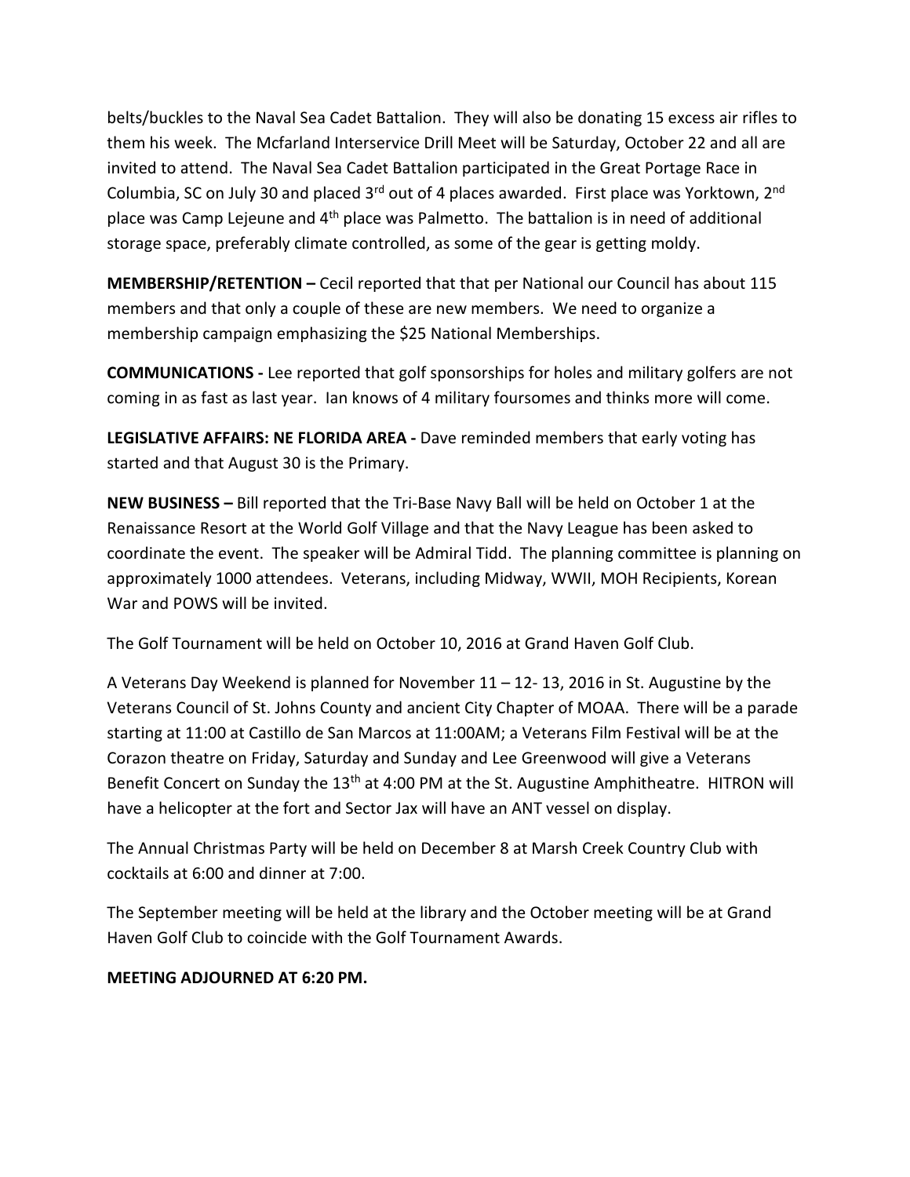belts/buckles to the Naval Sea Cadet Battalion. They will also be donating 15 excess air rifles to them his week. The Mcfarland Interservice Drill Meet will be Saturday, October 22 and all are invited to attend. The Naval Sea Cadet Battalion participated in the Great Portage Race in Columbia, SC on July 30 and placed 3rd out of 4 places awarded. First place was Yorktown, 2nd place was Camp Lejeune and 4th place was Palmetto. The battalion is in need of additional storage space, preferably climate controlled, as some of the gear is getting moldy.

**MEMBERSHIP/RETENTION –** Cecil reported that that per National our Council has about 115 members and that only a couple of these are new members. We need to organize a membership campaign emphasizing the $25 National Memberships.

**COMMUNICATIONS -** Lee reported that golf sponsorships for holes and military golfers are not coming in as fast as last year. Ian knows of 4 military foursomes and thinks more will come.

**LEGISLATIVE AFFAIRS: NE FLORIDA AREA -** Dave reminded members that early voting has started and that August 30 is the Primary.

**NEW BUSINESS –** Bill reported that the Tri-Base Navy Ball will be held on October 1 at the Renaissance Resort at the World Golf Village and that the Navy League has been asked to coordinate the event. The speaker will be Admiral Tidd. The planning committee is planning on approximately 1000 attendees. Veterans, including Midway, WWII, MOH Recipients, Korean War and POWS will be invited.

The Golf Tournament will be held on October 10, 2016 at Grand Haven Golf Club.

A Veterans Day Weekend is planned for November 11 – 12- 13, 2016 in St. Augustine by the Veterans Council of St. Johns County and ancient City Chapter of MOAA. There will be a parade starting at 11:00 at Castillo de San Marcos at 11:00AM; a Veterans Film Festival will be at the Corazon theatre on Friday, Saturday and Sunday and Lee Greenwood will give a Veterans Benefit Concert on Sunday the 13th at 4:00 PM at the St. Augustine Amphitheatre. HITRON will have a helicopter at the fort and Sector Jax will have an ANT vessel on display.

The Annual Christmas Party will be held on December 8 at Marsh Creek Country Club with cocktails at 6:00 and dinner at 7:00.

The September meeting will be held at the library and the October meeting will be at Grand Haven Golf Club to coincide with the Golf Tournament Awards.

**MEETING ADJOURNED AT 6:20 PM.**